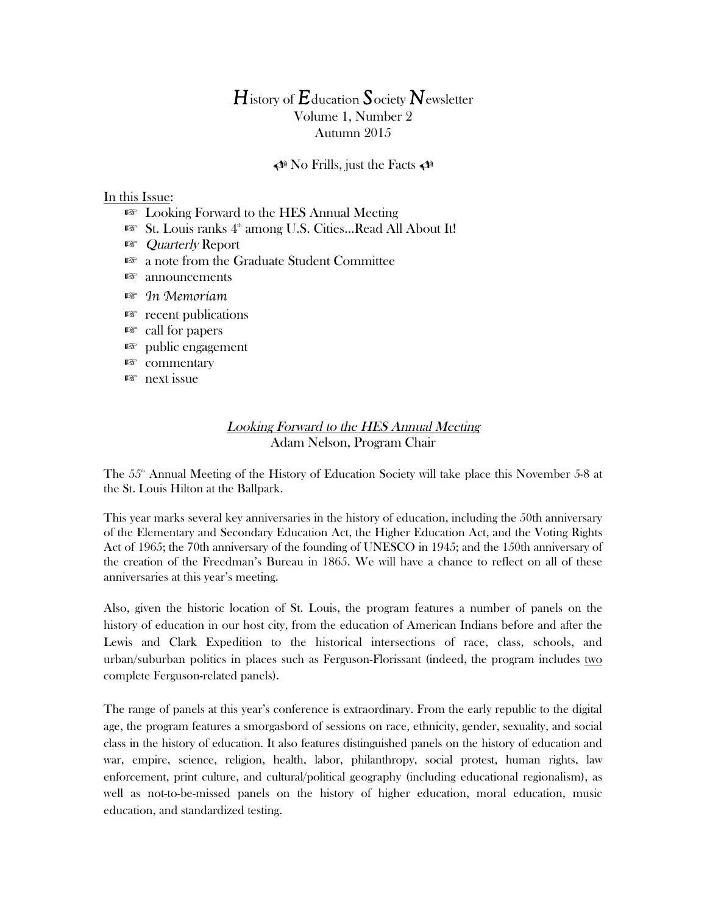# *H*istory of *E*ducation *S*ociety *N*ewsletter

Volume 1, Number 2

Autumn 2015

No Frills, just the Facts

In this Issue:

- ☞ Looking Forward to the HES Annual Meeting
- ☞ St. Louis ranks 4th among U.S. Cities…Read All About It!
- ☞ *Quarterly* Report
- ☞ a note from the Graduate Student Committee
- ☞ announcements
- ☞ *In Memoriam*
- ☞ recent publications
- ☞ call for papers
- ☞ public engagement
- ☞ commentary
- ☞ next issue

## *Looking Forward to the HES Annual Meeting*

Adam Nelson, Program Chair

The 55th Annual Meeting of the History of Education Society will take place this November 5-8 at the St. Louis Hilton at the Ballpark.

This year marks several key anniversaries in the history of education, including the 50th anniversary of the Elementary and Secondary Education Act, the Higher Education Act, and the Voting Rights Act of 1965; the 70th anniversary of the founding of UNESCO in 1945; and the 150th anniversary of the creation of the Freedman's Bureau in 1865. We will have a chance to reflect on all of these anniversaries at this year's meeting.

Also, given the historic location of St. Louis, the program features a number of panels on the history of education in our host city, from the education of American Indians before and after the Lewis and Clark Expedition to the historical intersections of race, class, schools, and urban/suburban politics in places such as Ferguson-Florissant (indeed, the program includes two complete Ferguson-related panels).

The range of panels at this year's conference is extraordinary. From the early republic to the digital age, the program features a smorgasbord of sessions on race, ethnicity, gender, sexuality, and social class in the history of education. It also features distinguished panels on the history of education and war, empire, science, religion, health, labor, philanthropy, social protest, human rights, law enforcement, print culture, and cultural/political geography (including educational regionalism), as well as not-to-be-missed panels on the history of higher education, moral education, music education, and standardized testing.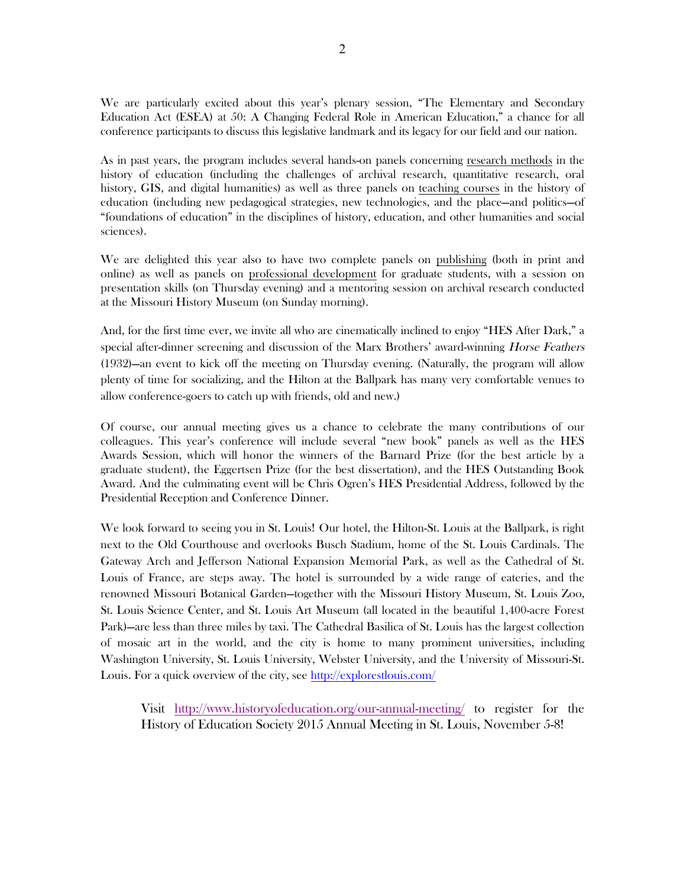We are particularly excited about this year's plenary session, "The Elementary and Secondary Education Act (ESEA) at 50: A Changing Federal Role in American Education," a chance for all conference participants to discuss this legislative landmark and its legacy for our field and our nation.

As in past years, the program includes several hands-on panels concerning research methods in the history of education (including the challenges of archival research, quantitative research, oral history, GIS, and digital humanities) as well as three panels on teaching courses in the history of education (including new pedagogical strategies, new technologies, and the place—and politics—of "foundations of education" in the disciplines of history, education, and other humanities and social sciences).

We are delighted this year also to have two complete panels on publishing (both in print and online) as well as panels on professional development for graduate students, with a session on presentation skills (on Thursday evening) and a mentoring session on archival research conducted at the Missouri History Museum (on Sunday morning).

And, for the first time ever, we invite all who are cinematically inclined to enjoy "HES After Dark," a special after-dinner screening and discussion of the Marx Brothers' award-winning *Horse Feathers* (1932)—an event to kick off the meeting on Thursday evening. (Naturally, the program will allow plenty of time for socializing, and the Hilton at the Ballpark has many very comfortable venues to allow conference-goers to catch up with friends, old and new.)

Of course, our annual meeting gives us a chance to celebrate the many contributions of our colleagues. This year's conference will include several "new book" panels as well as the HES Awards Session, which will honor the winners of the Barnard Prize (for the best article by a graduate student), the Eggertsen Prize (for the best dissertation), and the HES Outstanding Book Award. And the culminating event will be Chris Ogren's HES Presidential Address, followed by the Presidential Reception and Conference Dinner.

We look forward to seeing you in St. Louis! Our hotel, the Hilton-St. Louis at the Ballpark, is right next to the Old Courthouse and overlooks Busch Stadium, home of the St. Louis Cardinals. The Gateway Arch and Jefferson National Expansion Memorial Park, as well as the Cathedral of St. Louis of France, are steps away. The hotel is surrounded by a wide range of eateries, and the renowned Missouri Botanical Garden—together with the Missouri History Museum, St. Louis Zoo, St. Louis Science Center, and St. Louis Art Museum (all located in the beautiful 1,400-acre Forest Park)—are less than three miles by taxi. The Cathedral Basilica of St. Louis has the largest collection of mosaic art in the world, and the city is home to many prominent universities, including Washington University, St. Louis University, Webster University, and the University of Missouri-St. Louis. For a quick overview of the city, see http://explorestlouis.com/

> Visit http://www.historyofeducation.org/our-annual-meeting/ to register for the History of Education Society 2015 Annual Meeting in St. Louis, November 5-8!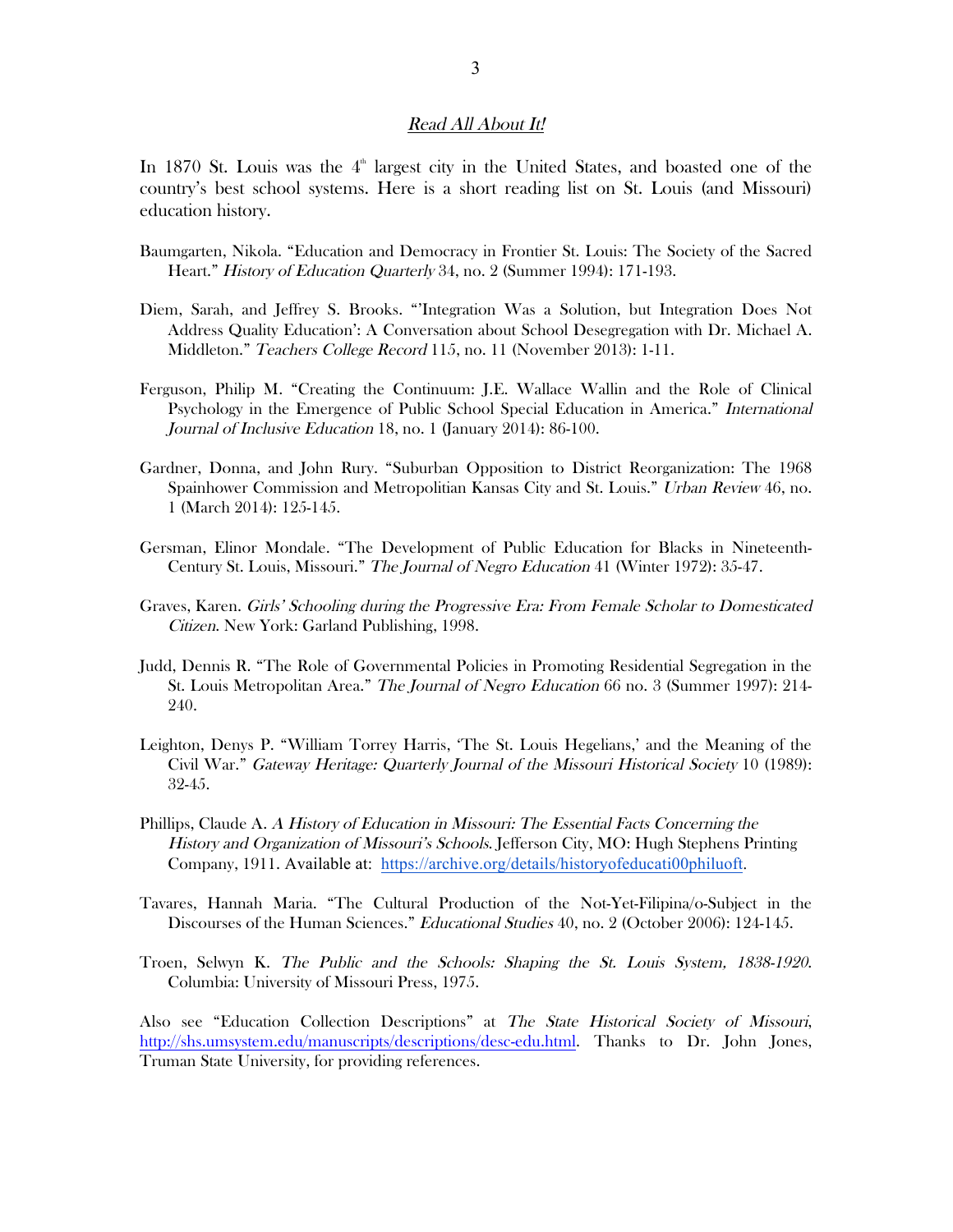## *Read All About It!*

In 1870 St. Louis was the 4[th] largest city in the United States, and boasted one of the country's best school systems. Here is a short reading list on St. Louis (and Missouri) education history.

Baumgarten, Nikola. "Education and Democracy in Frontier St. Louis: The Society of the Sacred Heart." *History of Education Quarterly* 34, no. 2 (Summer 1994): 171-193.

Diem, Sarah, and Jeffrey S. Brooks. "'Integration Was a Solution, but Integration Does Not Address Quality Education': A Conversation about School Desegregation with Dr. Michael A. Middleton." *Teachers College Record* 115, no. 11 (November 2013): 1-11.

Ferguson, Philip M. "Creating the Continuum: J.E. Wallace Wallin and the Role of Clinical Psychology in the Emergence of Public School Special Education in America." *International Journal of Inclusive Education* 18, no. 1 (January 2014): 86-100.

Gardner, Donna, and John Rury. "Suburban Opposition to District Reorganization: The 1968 Spainhower Commission and Metropolitan Kansas City and St. Louis." *Urban Review* 46, no. 1 (March 2014): 125-145.

Gersman, Elinor Mondale. "The Development of Public Education for Blacks in Nineteenth-Century St. Louis, Missouri." *The Journal of Negro Education* 41 (Winter 1972): 35-47.

Graves, Karen. *Girls' Schooling during the Progressive Era: From Female Scholar to Domesticated Citizen*. New York: Garland Publishing, 1998.

Judd, Dennis R. "The Role of Governmental Policies in Promoting Residential Segregation in the St. Louis Metropolitan Area." *The Journal of Negro Education* 66 no. 3 (Summer 1997): 214-240.

Leighton, Denys P. "William Torrey Harris, 'The St. Louis Hegelians,' and the Meaning of the Civil War." *Gateway Heritage: Quarterly Journal of the Missouri Historical Society* 10 (1989): 32-45.

Phillips, Claude A. *A History of Education in Missouri: The Essential Facts Concerning the History and Organization of Missouri's Schools*. Jefferson City, MO: Hugh Stephens Printing Company, 1911. Available at: https://archive.org/details/historyofeducati00philuoft.

Tavares, Hannah Maria. "The Cultural Production of the Not-Yet-Filipina/o-Subject in the Discourses of the Human Sciences." *Educational Studies* 40, no. 2 (October 2006): 124-145.

Troen, Selwyn K. *The Public and the Schools: Shaping the St. Louis System, 1838-1920*. Columbia: University of Missouri Press, 1975.

Also see "Education Collection Descriptions" at *The State Historical Society of Missouri*, http://shs.umsystem.edu/manuscripts/descriptions/desc-edu.html. Thanks to Dr. John Jones, Truman State University, for providing references.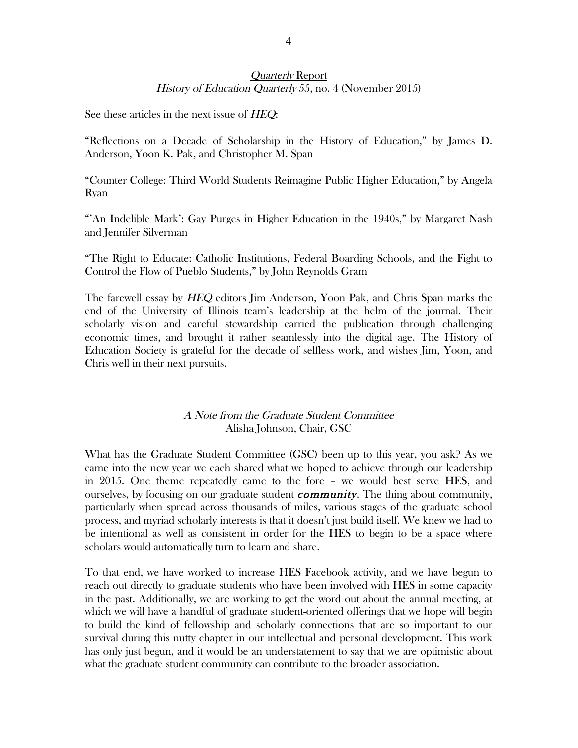## *Quarterly* Report

*History of Education Quarterly* 55, no. 4 (November 2015)

See these articles in the next issue of *HEQ*:

"Reflections on a Decade of Scholarship in the History of Education," by James D. Anderson, Yoon K. Pak, and Christopher M. Span

"Counter College: Third World Students Reimagine Public Higher Education," by Angela Ryan

"'An Indelible Mark': Gay Purges in Higher Education in the 1940s," by Margaret Nash and Jennifer Silverman

"The Right to Educate: Catholic Institutions, Federal Boarding Schools, and the Fight to Control the Flow of Pueblo Students," by John Reynolds Gram

The farewell essay by *HEQ* editors Jim Anderson, Yoon Pak, and Chris Span marks the end of the University of Illinois team's leadership at the helm of the journal. Their scholarly vision and careful stewardship carried the publication through challenging economic times, and brought it rather seamlessly into the digital age. The History of Education Society is grateful for the decade of selfless work, and wishes Jim, Yoon, and Chris well in their next pursuits.

## *A Note from the Graduate Student Committee*

Alisha Johnson, Chair, GSC

What has the Graduate Student Committee (GSC) been up to this year, you ask? As we came into the new year we each shared what we hoped to achieve through our leadership in 2015. One theme repeatedly came to the fore – we would best serve HES, and ourselves, by focusing on our graduate student ***community***. The thing about community, particularly when spread across thousands of miles, various stages of the graduate school process, and myriad scholarly interests is that it doesn't just build itself. We knew we had to be intentional as well as consistent in order for the HES to begin to be a space where scholars would automatically turn to learn and share.

To that end, we have worked to increase HES Facebook activity, and we have begun to reach out directly to graduate students who have been involved with HES in some capacity in the past. Additionally, we are working to get the word out about the annual meeting, at which we will have a handful of graduate student-oriented offerings that we hope will begin to build the kind of fellowship and scholarly connections that are so important to our survival during this nutty chapter in our intellectual and personal development. This work has only just begun, and it would be an understatement to say that we are optimistic about what the graduate student community can contribute to the broader association.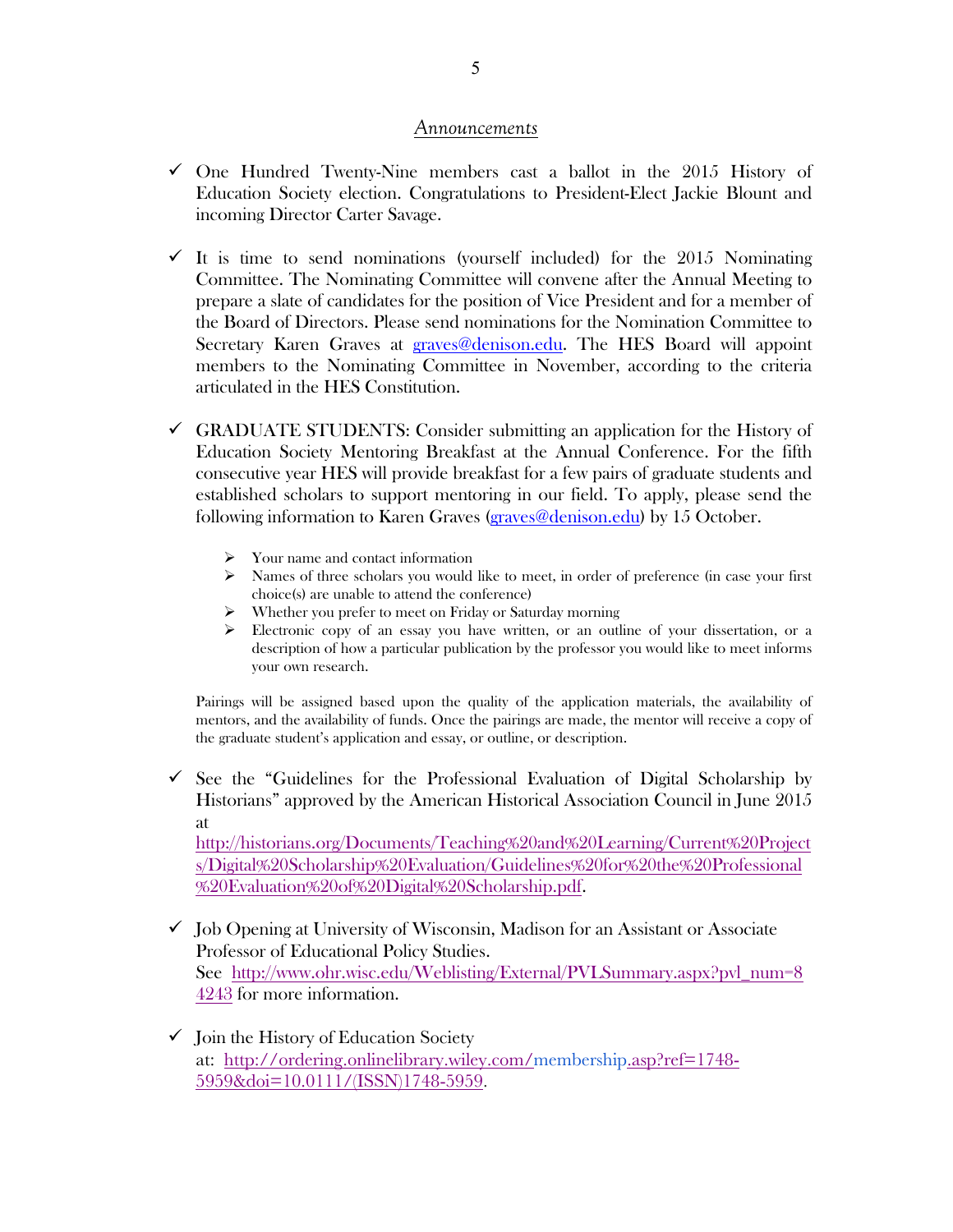*Announcements*

- ✓ One Hundred Twenty-Nine members cast a ballot in the 2015 History of Education Society election. Congratulations to President-Elect Jackie Blount and incoming Director Carter Savage.

- ✓ It is time to send nominations (yourself included) for the 2015 Nominating Committee. The Nominating Committee will convene after the Annual Meeting to prepare a slate of candidates for the position of Vice President and for a member of the Board of Directors. Please send nominations for the Nomination Committee to Secretary Karen Graves at graves@denison.edu. The HES Board will appoint members to the Nominating Committee in November, according to the criteria articulated in the HES Constitution.

- ✓ GRADUATE STUDENTS: Consider submitting an application for the History of Education Society Mentoring Breakfast at the Annual Conference. For the fifth consecutive year HES will provide breakfast for a few pairs of graduate students and established scholars to support mentoring in our field. To apply, please send the following information to Karen Graves (graves@denison.edu) by 15 October.

  - Your name and contact information
  - Names of three scholars you would like to meet, in order of preference (in case your first choice(s) are unable to attend the conference)
  - Whether you prefer to meet on Friday or Saturday morning
  - Electronic copy of an essay you have written, or an outline of your dissertation, or a description of how a particular publication by the professor you would like to meet informs your own research.

  Pairings will be assigned based upon the quality of the application materials, the availability of mentors, and the availability of funds. Once the pairings are made, the mentor will receive a copy of the graduate student's application and essay, or outline, or description.

- ✓ See the "Guidelines for the Professional Evaluation of Digital Scholarship by Historians" approved by the American Historical Association Council in June 2015 at http://historians.org/Documents/Teaching%20and%20Learning/Current%20Projects/Digital%20Scholarship%20Evaluation/Guidelines%20for%20the%20Professional%20Evaluation%20of%20Digital%20Scholarship.pdf.

- ✓ Job Opening at University of Wisconsin, Madison for an Assistant or Associate Professor of Educational Policy Studies. See http://www.ohr.wisc.edu/Weblisting/External/PVLSummary.aspx?pvl_num=84243 for more information.

- ✓ Join the History of Education Society at: http://ordering.onlinelibrary.wiley.com/membership.asp?ref=1748-5959&doi=10.0111/(ISSN)1748-5959.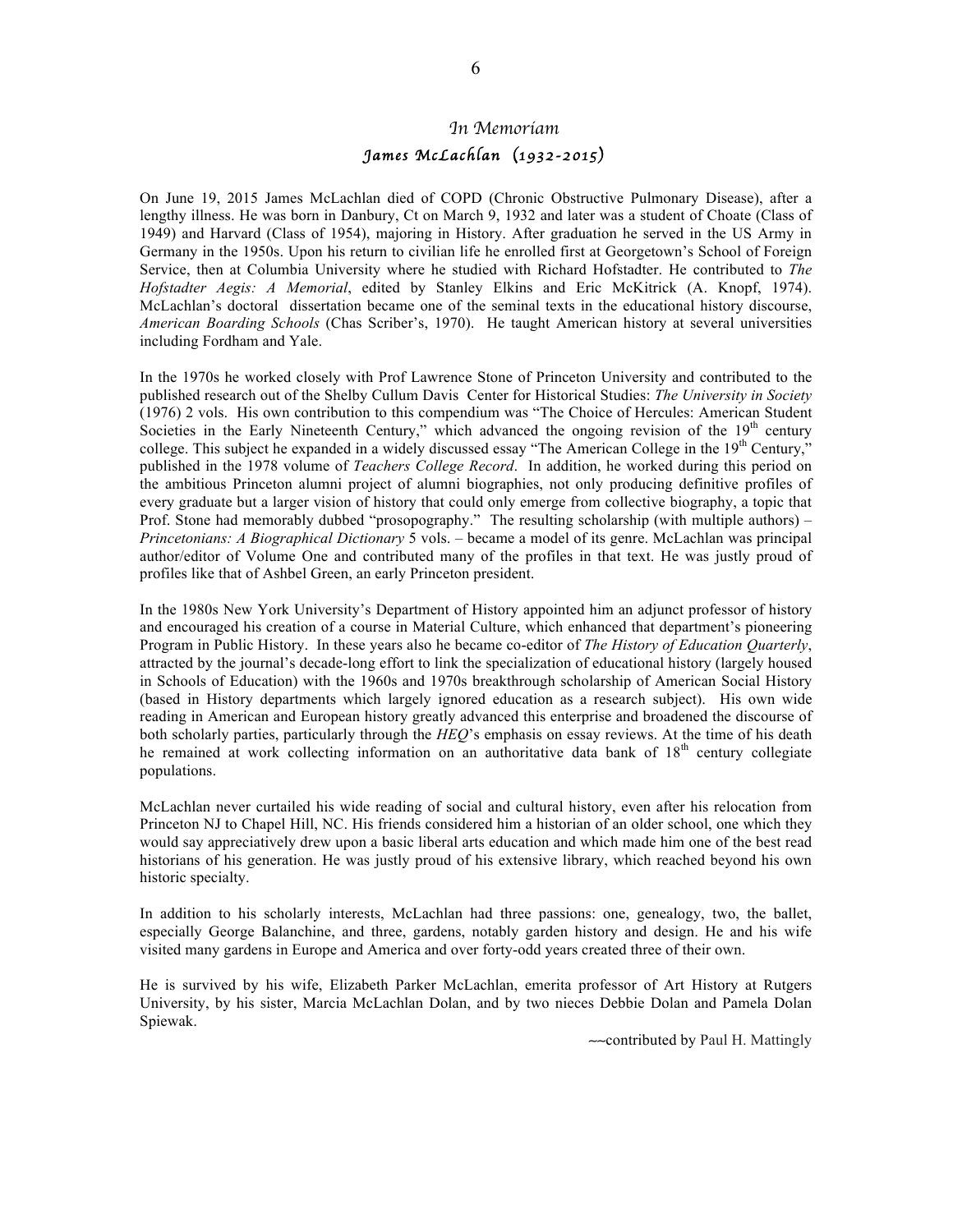## *In Memoriam*

### *James McLachlan (1932-2015)*

On June 19, 2015 James McLachlan died of COPD (Chronic Obstructive Pulmonary Disease), after a lengthy illness. He was born in Danbury, Ct on March 9, 1932 and later was a student of Choate (Class of 1949) and Harvard (Class of 1954), majoring in History. After graduation he served in the US Army in Germany in the 1950s. Upon his return to civilian life he enrolled first at Georgetown's School of Foreign Service, then at Columbia University where he studied with Richard Hofstadter. He contributed to *The Hofstadter Aegis: A Memorial*, edited by Stanley Elkins and Eric McKitrick (A. Knopf, 1974). McLachlan's doctoral dissertation became one of the seminal texts in the educational history discourse, *American Boarding Schools* (Chas Scriber's, 1970). He taught American history at several universities including Fordham and Yale.

In the 1970s he worked closely with Prof Lawrence Stone of Princeton University and contributed to the published research out of the Shelby Cullum Davis Center for Historical Studies: *The University in Society* (1976) 2 vols. His own contribution to this compendium was "The Choice of Hercules: American Student Societies in the Early Nineteenth Century," which advanced the ongoing revision of the 19th century college. This subject he expanded in a widely discussed essay "The American College in the 19th Century," published in the 1978 volume of *Teachers College Record*. In addition, he worked during this period on the ambitious Princeton alumni project of alumni biographies, not only producing definitive profiles of every graduate but a larger vision of history that could only emerge from collective biography, a topic that Prof. Stone had memorably dubbed "prosopography." The resulting scholarship (with multiple authors) – *Princetonians: A Biographical Dictionary* 5 vols. – became a model of its genre. McLachlan was principal author/editor of Volume One and contributed many of the profiles in that text. He was justly proud of profiles like that of Ashbel Green, an early Princeton president.

In the 1980s New York University's Department of History appointed him an adjunct professor of history and encouraged his creation of a course in Material Culture, which enhanced that department's pioneering Program in Public History. In these years also he became co-editor of *The History of Education Quarterly*, attracted by the journal's decade-long effort to link the specialization of educational history (largely housed in Schools of Education) with the 1960s and 1970s breakthrough scholarship of American Social History (based in History departments which largely ignored education as a research subject). His own wide reading in American and European history greatly advanced this enterprise and broadened the discourse of both scholarly parties, particularly through the *HEQ*'s emphasis on essay reviews. At the time of his death he remained at work collecting information on an authoritative data bank of 18th century collegiate populations.

McLachlan never curtailed his wide reading of social and cultural history, even after his relocation from Princeton NJ to Chapel Hill, NC. His friends considered him a historian of an older school, one which they would say appreciatively drew upon a basic liberal arts education and which made him one of the best read historians of his generation. He was justly proud of his extensive library, which reached beyond his own historic specialty.

In addition to his scholarly interests, McLachlan had three passions: one, genealogy, two, the ballet, especially George Balanchine, and three, gardens, notably garden history and design. He and his wife visited many gardens in Europe and America and over forty-odd years created three of their own.

He is survived by his wife, Elizabeth Parker McLachlan, emerita professor of Art History at Rutgers University, by his sister, Marcia McLachlan Dolan, and by two nieces Debbie Dolan and Pamela Dolan Spiewak.

~~contributed by Paul H. Mattingly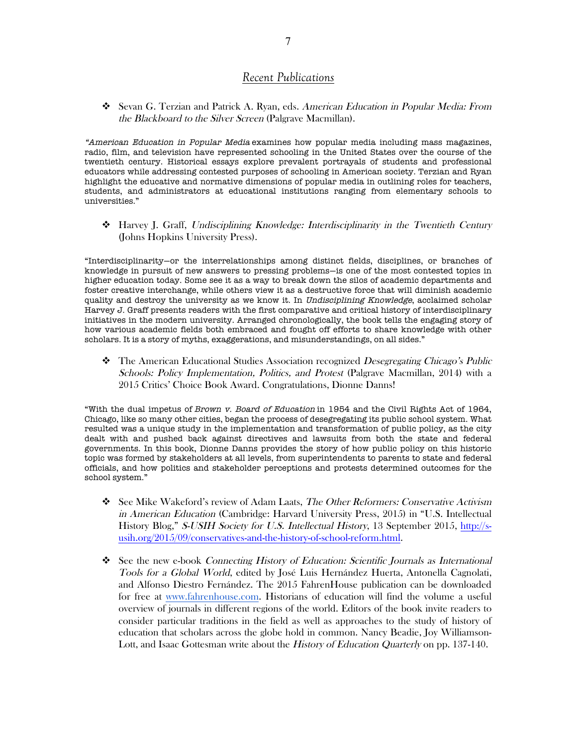## *Recent Publications*

- Sevan G. Terzian and Patrick A. Ryan, eds. *American Education in Popular Media: From the Blackboard to the Silver Screen* (Palgrave Macmillan).

"*American Education in Popular Media* examines how popular media including mass magazines, radio, film, and television have represented schooling in the United States over the course of the twentieth century. Historical essays explore prevalent portrayals of students and professional educators while addressing contested purposes of schooling in American society. Terzian and Ryan highlight the educative and normative dimensions of popular media in outlining roles for teachers, students, and administrators at educational institutions ranging from elementary schools to universities."

- Harvey J. Graff, *Undisciplining Knowledge: Interdisciplinarity in the Twentieth Century* (Johns Hopkins University Press).

"Interdisciplinarity—or the interrelationships among distinct fields, disciplines, or branches of knowledge in pursuit of new answers to pressing problems—is one of the most contested topics in higher education today. Some see it as a way to break down the silos of academic departments and foster creative interchange, while others view it as a destructive force that will diminish academic quality and destroy the university as we know it. In *Undisciplining Knowledge*, acclaimed scholar Harvey J. Graff presents readers with the first comparative and critical history of interdisciplinary initiatives in the modern university. Arranged chronologically, the book tells the engaging story of how various academic fields both embraced and fought off efforts to share knowledge with other scholars. It is a story of myths, exaggerations, and misunderstandings, on all sides."

- The American Educational Studies Association recognized *Desegregating Chicago's Public Schools: Policy Implementation, Politics, and Protest* (Palgrave Macmillan, 2014) with a 2015 Critics' Choice Book Award. Congratulations, Dionne Danns!

"With the dual impetus of *Brown v. Board of Education* in 1954 and the Civil Rights Act of 1964, Chicago, like so many other cities, began the process of desegregating its public school system. What resulted was a unique study in the implementation and transformation of public policy, as the city dealt with and pushed back against directives and lawsuits from both the state and federal governments. In this book, Dionne Danns provides the story of how public policy on this historic topic was formed by stakeholders at all levels, from superintendents to parents to state and federal officials, and how politics and stakeholder perceptions and protests determined outcomes for the school system."

- See Mike Wakeford's review of Adam Laats, *The Other Reformers: Conservative Activism in American Education* (Cambridge: Harvard University Press, 2015) in "U.S. Intellectual History Blog," *S-USIH Society for U.S. Intellectual History*, 13 September 2015, http://s-usih.org/2015/09/conservatives-and-the-history-of-school-reform.html.

- See the new e-book *Connecting History of Education: Scientific Journals as International Tools for a Global World*, edited by José Luis Hernández Huerta, Antonella Cagnolati, and Alfonso Diestro Fernández. The 2015 FahrenHouse publication can be downloaded for free at www.fahrenhouse.com. Historians of education will find the volume a useful overview of journals in different regions of the world. Editors of the book invite readers to consider particular traditions in the field as well as approaches to the study of history of education that scholars across the globe hold in common. Nancy Beadie, Joy Williamson-Lott, and Isaac Gottesman write about the *History of Education Quarterly* on pp. 137-140.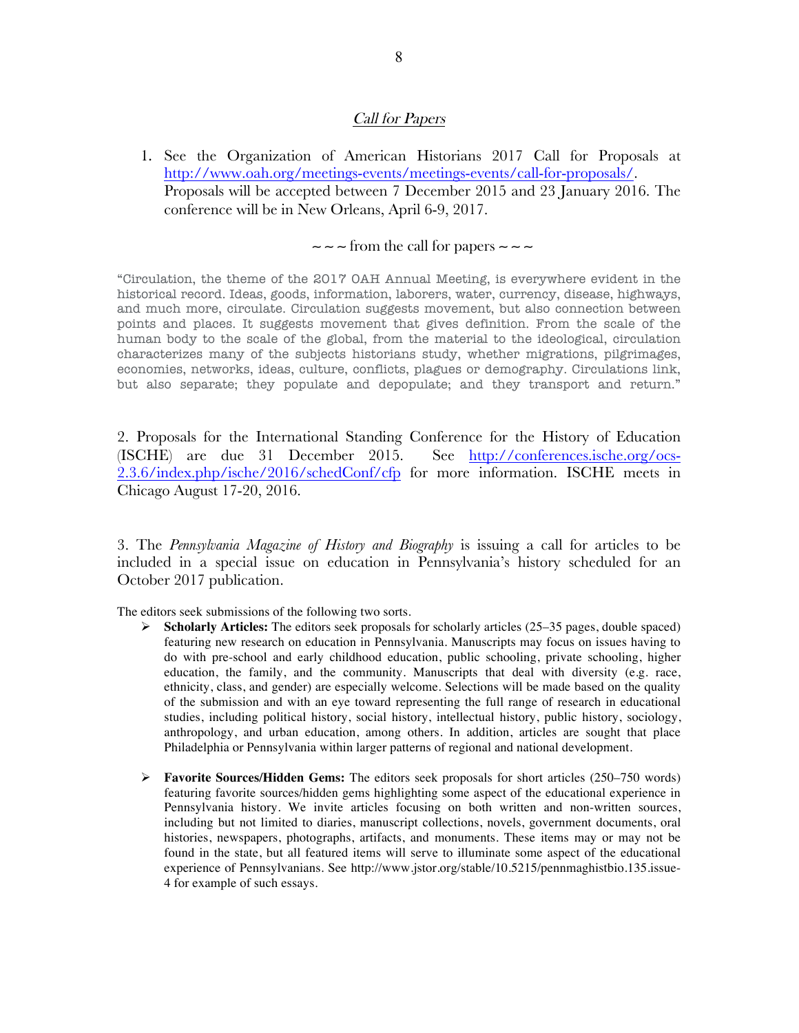## *Call for Papers*

1. See the Organization of American Historians 2017 Call for Proposals at [http://www.oah.org/meetings-events/meetings-events/call-for-proposals/](http://www.oah.org/meetings-events/meetings-events/call-for-proposals/). Proposals will be accepted between 7 December 2015 and 23 January 2016. The conference will be in New Orleans, April 6-9, 2017.

~ ~ ~ from the call for papers ~ ~ ~

"Circulation, the theme of the 2017 OAH Annual Meeting, is everywhere evident in the historical record. Ideas, goods, information, laborers, water, currency, disease, highways, and much more, circulate. Circulation suggests movement, but also connection between points and places. It suggests movement that gives definition. From the scale of the human body to the scale of the global, from the material to the ideological, circulation characterizes many of the subjects historians study, whether migrations, pilgrimages, economies, networks, ideas, culture, conflicts, plagues or demography. Circulations link, but also separate; they populate and depopulate; and they transport and return."

2. Proposals for the International Standing Conference for the History of Education (ISCHE) are due 31 December 2015. See [http://conferences.ische.org/ocs-2.3.6/index.php/ische/2016/schedConf/cfp](http://conferences.ische.org/ocs-2.3.6/index.php/ische/2016/schedConf/cfp) for more information. ISCHE meets in Chicago August 17-20, 2016.

3. The *Pennsylvania Magazine of History and Biography* is issuing a call for articles to be included in a special issue on education in Pennsylvania's history scheduled for an October 2017 publication.

The editors seek submissions of the following two sorts.

- **Scholarly Articles:** The editors seek proposals for scholarly articles (25–35 pages, double spaced) featuring new research on education in Pennsylvania. Manuscripts may focus on issues having to do with pre-school and early childhood education, public schooling, private schooling, higher education, the family, and the community. Manuscripts that deal with diversity (e.g. race, ethnicity, class, and gender) are especially welcome. Selections will be made based on the quality of the submission and with an eye toward representing the full range of research in educational studies, including political history, social history, intellectual history, public history, sociology, anthropology, and urban education, among others. In addition, articles are sought that place Philadelphia or Pennsylvania within larger patterns of regional and national development.

- **Favorite Sources/Hidden Gems:** The editors seek proposals for short articles (250–750 words) featuring favorite sources/hidden gems highlighting some aspect of the educational experience in Pennsylvania history. We invite articles focusing on both written and non-written sources, including but not limited to diaries, manuscript collections, novels, government documents, oral histories, newspapers, photographs, artifacts, and monuments. These items may or may not be found in the state, but all featured items will serve to illuminate some aspect of the educational experience of Pennsylvanians. See http://www.jstor.org/stable/10.5215/pennmaghistbio.135.issue-4 for example of such essays.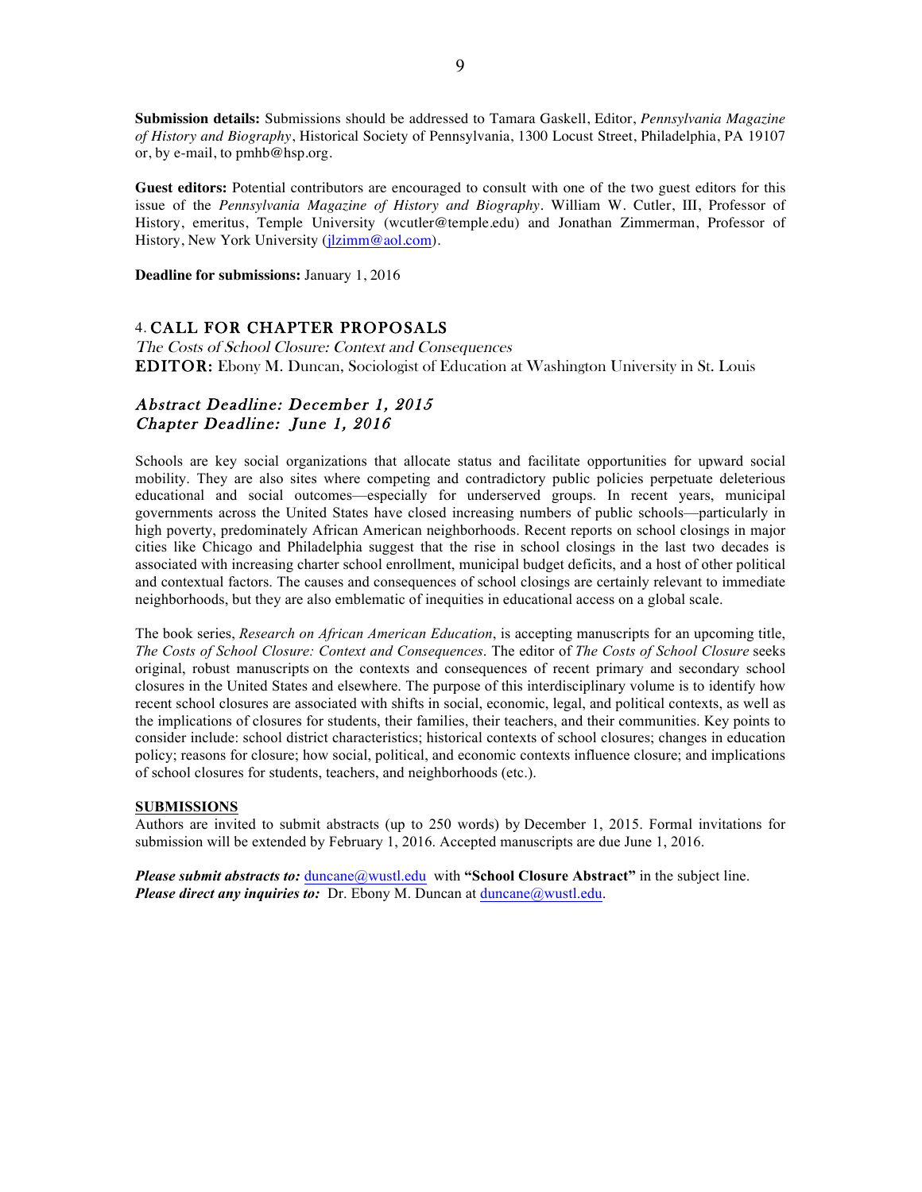**Submission details:** Submissions should be addressed to Tamara Gaskell, Editor, *Pennsylvania Magazine of History and Biography*, Historical Society of Pennsylvania, 1300 Locust Street, Philadelphia, PA 19107 or, by e-mail, to pmhb@hsp.org.

**Guest editors:** Potential contributors are encouraged to consult with one of the two guest editors for this issue of the *Pennsylvania Magazine of History and Biography*. William W. Cutler, III, Professor of History, emeritus, Temple University (wcutler@temple.edu) and Jonathan Zimmerman, Professor of History, New York University (jlzimm@aol.com).

**Deadline for submissions:** January 1, 2016

## 4. CALL FOR CHAPTER PROPOSALS

*The Costs of School Closure: Context and Consequences*

**EDITOR:** Ebony M. Duncan, Sociologist of Education at Washington University in St. Louis

### *Abstract Deadline: December 1, 2015*
### *Chapter Deadline: June 1, 2016*

Schools are key social organizations that allocate status and facilitate opportunities for upward social mobility. They are also sites where competing and contradictory public policies perpetuate deleterious educational and social outcomes—especially for underserved groups. In recent years, municipal governments across the United States have closed increasing numbers of public schools—particularly in high poverty, predominately African American neighborhoods. Recent reports on school closings in major cities like Chicago and Philadelphia suggest that the rise in school closings in the last two decades is associated with increasing charter school enrollment, municipal budget deficits, and a host of other political and contextual factors. The causes and consequences of school closings are certainly relevant to immediate neighborhoods, but they are also emblematic of inequities in educational access on a global scale.

The book series, *Research on African American Education*, is accepting manuscripts for an upcoming title, *The Costs of School Closure: Context and Consequences*. The editor of *The Costs of School Closure* seeks original, robust manuscripts on the contexts and consequences of recent primary and secondary school closures in the United States and elsewhere. The purpose of this interdisciplinary volume is to identify how recent school closures are associated with shifts in social, economic, legal, and political contexts, as well as the implications of closures for students, their families, their teachers, and their communities. Key points to consider include: school district characteristics; historical contexts of school closures; changes in education policy; reasons for closure; how social, political, and economic contexts influence closure; and implications of school closures for students, teachers, and neighborhoods (etc.).

**SUBMISSIONS**

Authors are invited to submit abstracts (up to 250 words) by December 1, 2015. Formal invitations for submission will be extended by February 1, 2016. Accepted manuscripts are due June 1, 2016.

***Please submit abstracts to:*** duncane@wustl.edu with **"School Closure Abstract"** in the subject line.
***Please direct any inquiries to:*** Dr. Ebony M. Duncan at duncane@wustl.edu.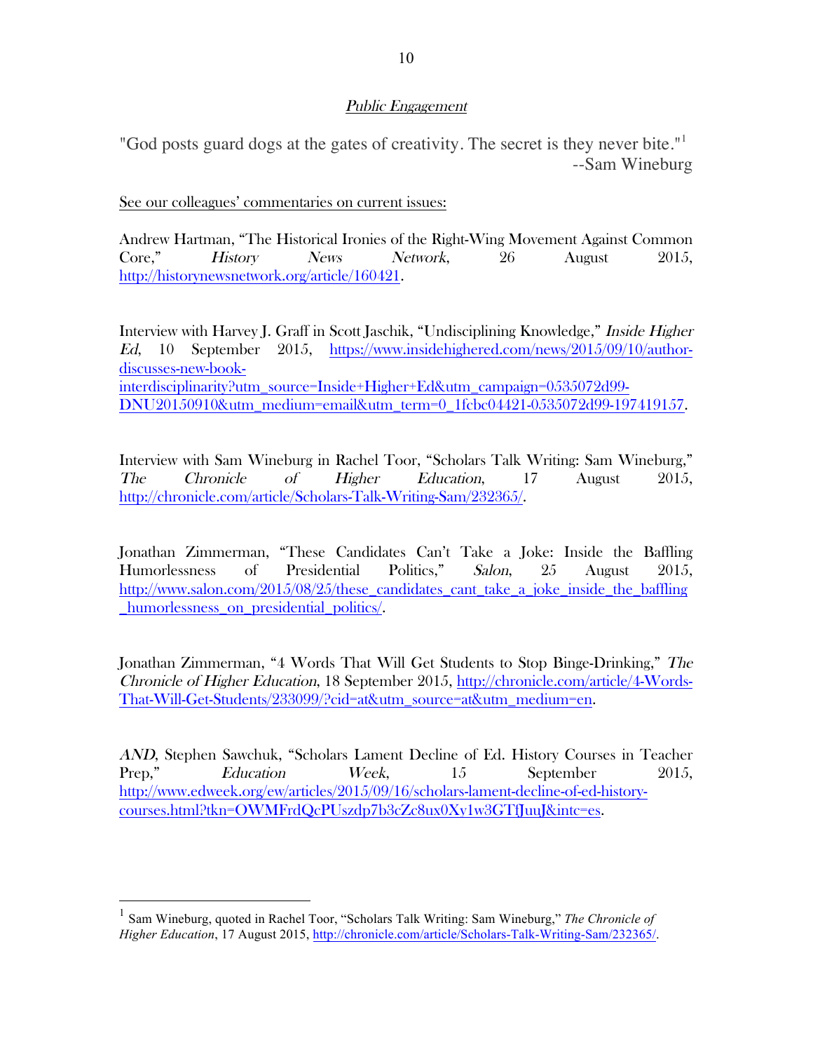## *Public Engagement*

"God posts guard dogs at the gates of creativity. The secret is they never bite."[1]
--Sam Wineburg

See our colleagues' commentaries on current issues:

Andrew Hartman, "The Historical Ironies of the Right-Wing Movement Against Common Core," *History News Network*, 26 August 2015, http://historynewsnetwork.org/article/160421.

Interview with Harvey J. Graff in Scott Jaschik, "Undisciplining Knowledge," *Inside Higher Ed*, 10 September 2015, https://www.insidehighered.com/news/2015/09/10/author-discusses-new-book-interdisciplinarity?utm_source=Inside+Higher+Ed&utm_campaign=0535072d99-DNU20150910&utm_medium=email&utm_term=0_1fcbc04421-0535072d99-197419157.

Interview with Sam Wineburg in Rachel Toor, "Scholars Talk Writing: Sam Wineburg," *The Chronicle of Higher Education*, 17 August 2015, http://chronicle.com/article/Scholars-Talk-Writing-Sam/232365/.

Jonathan Zimmerman, "These Candidates Can't Take a Joke: Inside the Baffling Humorlessness of Presidential Politics," *Salon*, 25 August 2015, http://www.salon.com/2015/08/25/these_candidates_cant_take_a_joke_inside_the_baffling_humorlessness_on_presidential_politics/.

Jonathan Zimmerman, "4 Words That Will Get Students to Stop Binge-Drinking," *The Chronicle of Higher Education*, 18 September 2015, http://chronicle.com/article/4-Words-That-Will-Get-Students/233099/?cid=at&utm_source=at&utm_medium=en.

*AND*, Stephen Sawchuk, "Scholars Lament Decline of Ed. History Courses in Teacher Prep," *Education Week*, 15 September 2015, http://www.edweek.org/ew/articles/2015/09/16/scholars-lament-decline-of-ed-history-courses.html?tkn=OWMFrdQcPUszdp7b3cZc8ux0Xy1w3GTfJuuJ&intc=es.

---

[1] Sam Wineburg, quoted in Rachel Toor, "Scholars Talk Writing: Sam Wineburg," *The Chronicle of Higher Education*, 17 August 2015, http://chronicle.com/article/Scholars-Talk-Writing-Sam/232365/.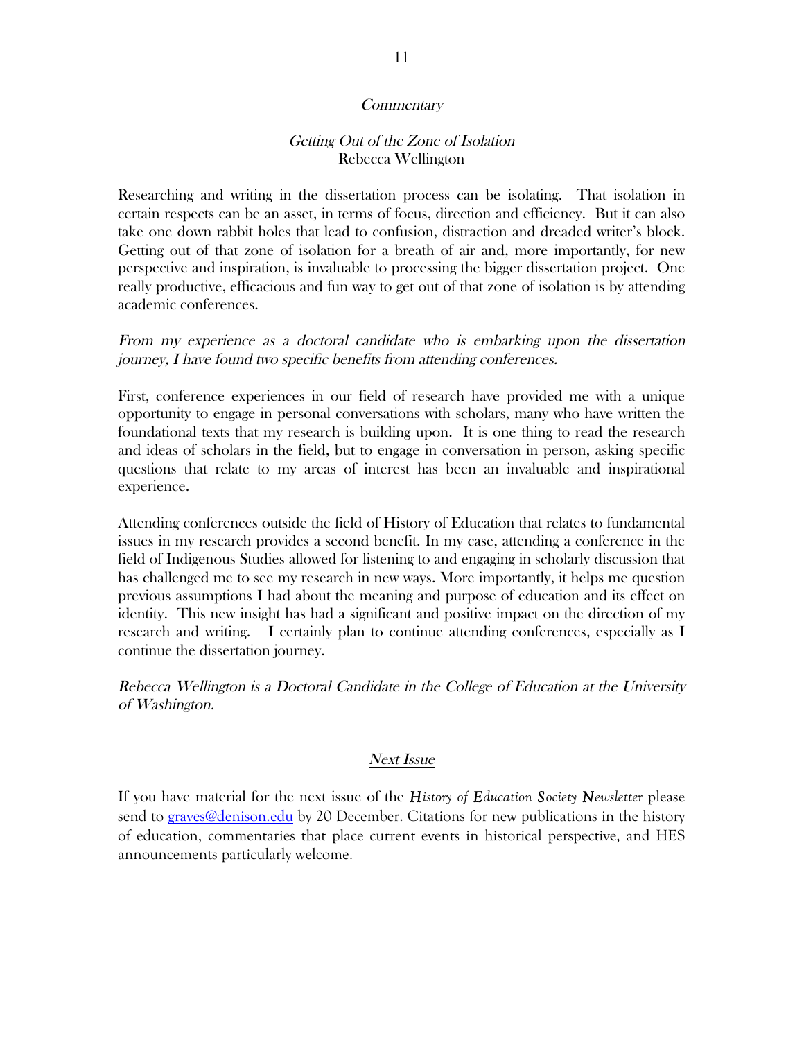## *Commentary*

### *Getting Out of the Zone of Isolation*

Rebecca Wellington

Researching and writing in the dissertation process can be isolating. That isolation in certain respects can be an asset, in terms of focus, direction and efficiency. But it can also take one down rabbit holes that lead to confusion, distraction and dreaded writer's block. Getting out of that zone of isolation for a breath of air and, more importantly, for new perspective and inspiration, is invaluable to processing the bigger dissertation project. One really productive, efficacious and fun way to get out of that zone of isolation is by attending academic conferences.

*From my experience as a doctoral candidate who is embarking upon the dissertation journey, I have found two specific benefits from attending conferences.*

First, conference experiences in our field of research have provided me with a unique opportunity to engage in personal conversations with scholars, many who have written the foundational texts that my research is building upon. It is one thing to read the research and ideas of scholars in the field, but to engage in conversation in person, asking specific questions that relate to my areas of interest has been an invaluable and inspirational experience.

Attending conferences outside the field of History of Education that relates to fundamental issues in my research provides a second benefit. In my case, attending a conference in the field of Indigenous Studies allowed for listening to and engaging in scholarly discussion that has challenged me to see my research in new ways. More importantly, it helps me question previous assumptions I had about the meaning and purpose of education and its effect on identity. This new insight has had a significant and positive impact on the direction of my research and writing. I certainly plan to continue attending conferences, especially as I continue the dissertation journey.

*Rebecca Wellington is a Doctoral Candidate in the College of Education at the University of Washington.*

## *Next Issue*

If you have material for the next issue of the *History of Education Society Newsletter* please send to graves@denison.edu by 20 December. Citations for new publications in the history of education, commentaries that place current events in historical perspective, and HES announcements particularly welcome.